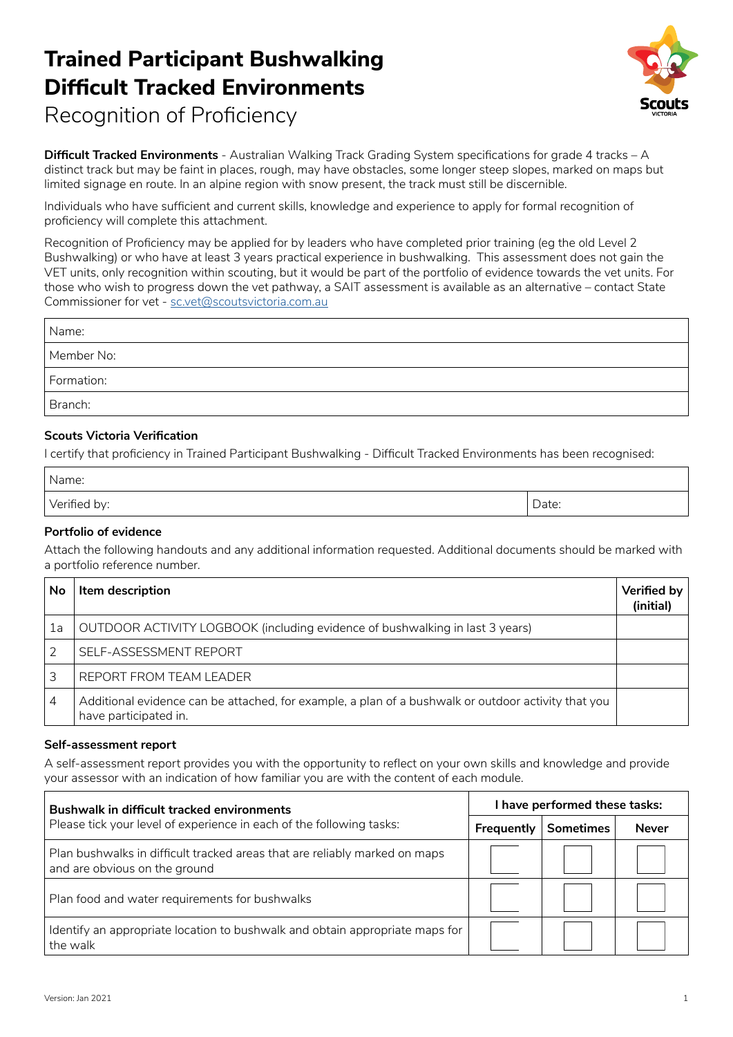# Trained Participant Bushwalking Difficult Tracked Environments

Recognition of Proficiency

**Difficult Tracked Environments** - Australian Walking Track Grading System specifications for grade 4 tracks – A distinct track but may be faint in places, rough, may have obstacles, some longer steep slopes, marked on maps but limited signage en route. In an alpine region with snow present, the track must still be discernible.

Individuals who have sufficient and current skills, knowledge and experience to apply for formal recognition of proficiency will complete this attachment.

Recognition of Proficiency may be applied for by leaders who have completed prior training (eg the old Level 2 Bushwalking) or who have at least 3 years practical experience in bushwalking. This assessment does not gain the VET units, only recognition within scouting, but it would be part of the portfolio of evidence towards the vet units. For those who wish to progress down the vet pathway, a SAIT assessment is available as an alternative – contact State Commissioner for vet - sc.vet@scoutsvictoria.com.au

| |
|---|
| Name: |
| Member No: |
| Formation: |
| Branch: |

### Scouts Victoria Verification

I certify that proficiency in Trained Participant Bushwalking - Difficult Tracked Environments has been recognised:

| | |
|---|---|
| Name: | |
| Verified by: | Date: |

### Portfolio of evidence

Attach the following handouts and any additional information requested. Additional documents should be marked with a portfolio reference number.

| No | Item description | Verified by (initial) |
|---|---|---|
| 1a | OUTDOOR ACTIVITY LOGBOOK (including evidence of bushwalking in last 3 years) | |
| 2 | SELF-ASSESSMENT REPORT | |
| 3 | REPORT FROM TEAM LEADER | |
| 4 | Additional evidence can be attached, for example, a plan of a bushwalk or outdoor activity that you have participated in. | |

### Self-assessment report

A self-assessment report provides you with the opportunity to reflect on your own skills and knowledge and provide your assessor with an indication of how familiar you are with the content of each module.

| **Bushwalk in difficult tracked environments** Please tick your level of experience in each of the following tasks: | I have performed these tasks: | | |
|---|---|---|---|
| | Frequently | Sometimes | Never |
| Plan bushwalks in difficult tracked areas that are reliably marked on maps and are obvious on the ground | | | |
| Plan food and water requirements for bushwalks | | | |
| Identify an appropriate location to bushwalk and obtain appropriate maps for the walk | | | |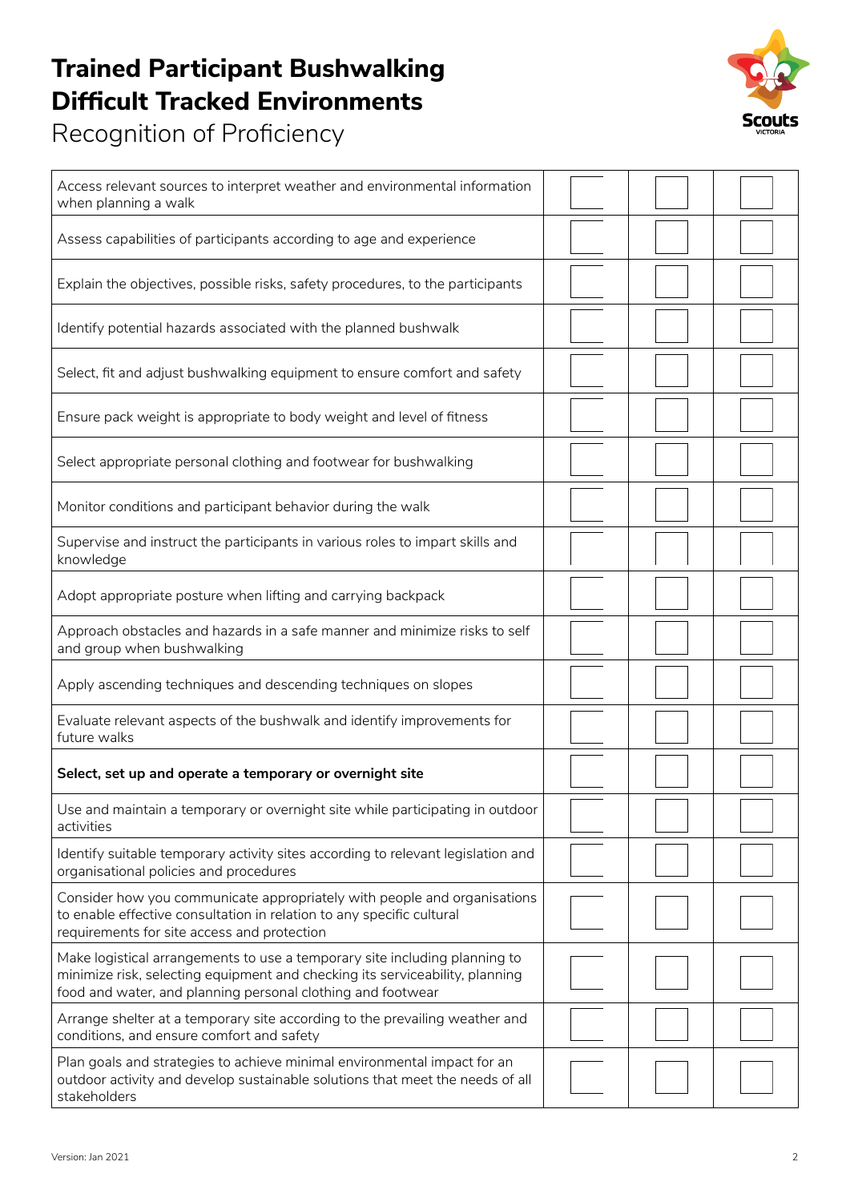# Trained Participant Bushwalking Difficult Tracked Environments

Recognition of Proficiency

| | | | |
|---|---|---|---|
| Access relevant sources to interpret weather and environmental information when planning a walk | | | |
| Assess capabilities of participants according to age and experience | | | |
| Explain the objectives, possible risks, safety procedures, to the participants | | | |
| Identify potential hazards associated with the planned bushwalk | | | |
| Select, fit and adjust bushwalking equipment to ensure comfort and safety | | | |
| Ensure pack weight is appropriate to body weight and level of fitness | | | |
| Select appropriate personal clothing and footwear for bushwalking | | | |
| Monitor conditions and participant behavior during the walk | | | |
| Supervise and instruct the participants in various roles to impart skills and knowledge | | | |
| Adopt appropriate posture when lifting and carrying backpack | | | |
| Approach obstacles and hazards in a safe manner and minimize risks to self and group when bushwalking | | | |
| Apply ascending techniques and descending techniques on slopes | | | |
| Evaluate relevant aspects of the bushwalk and identify improvements for future walks | | | |
| **Select, set up and operate a temporary or overnight site** | | | |
| Use and maintain a temporary or overnight site while participating in outdoor activities | | | |
| Identify suitable temporary activity sites according to relevant legislation and organisational policies and procedures | | | |
| Consider how you communicate appropriately with people and organisations to enable effective consultation in relation to any specific cultural requirements for site access and protection | | | |
| Make logistical arrangements to use a temporary site including planning to minimize risk, selecting equipment and checking its serviceability, planning food and water, and planning personal clothing and footwear | | | |
| Arrange shelter at a temporary site according to the prevailing weather and conditions, and ensure comfort and safety | | | |
| Plan goals and strategies to achieve minimal environmental impact for an outdoor activity and develop sustainable solutions that meet the needs of all stakeholders | | | |

Version: Jan 2021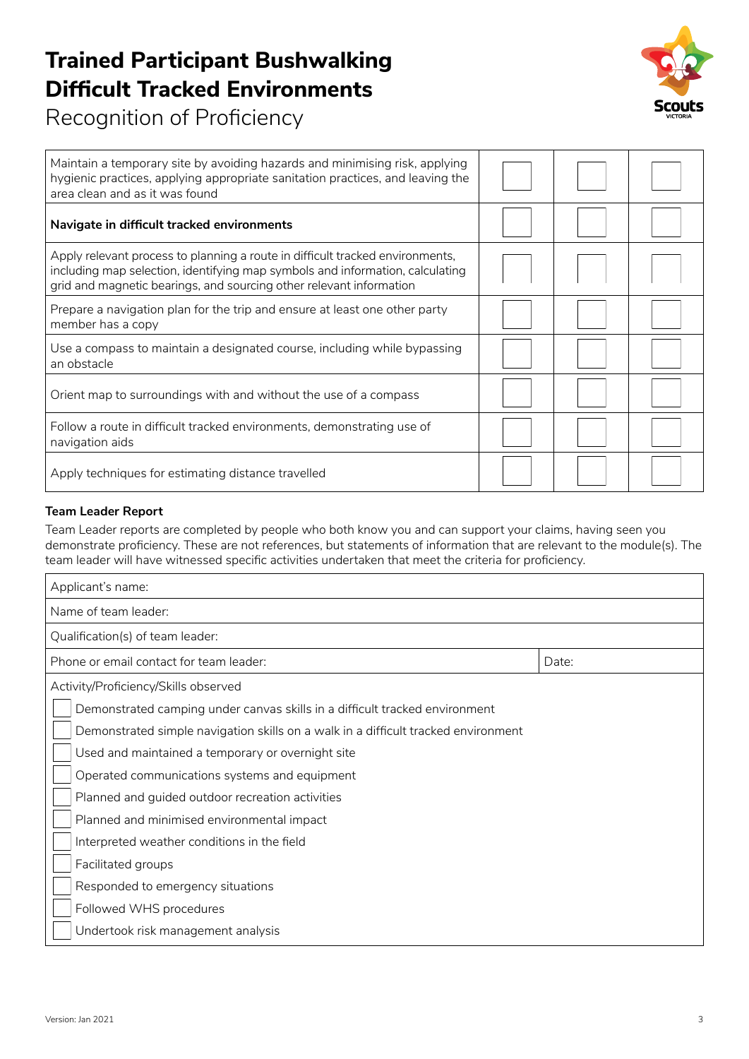# Trained Participant Bushwalking Difficult Tracked Environments

Recognition of Proficiency

| | | | |
|---|---|---|---|
| Maintain a temporary site by avoiding hazards and minimising risk, applying hygienic practices, applying appropriate sanitation practices, and leaving the area clean and as it was found | ☐ | ☐ | ☐ |
| **Navigate in difficult tracked environments** | ☐ | ☐ | ☐ |
| Apply relevant process to planning a route in difficult tracked environments, including map selection, identifying map symbols and information, calculating grid and magnetic bearings, and sourcing other relevant information | ☐ | ☐ | ☐ |
| Prepare a navigation plan for the trip and ensure at least one other party member has a copy | ☐ | ☐ | ☐ |
| Use a compass to maintain a designated course, including while bypassing an obstacle | ☐ | ☐ | ☐ |
| Orient map to surroundings with and without the use of a compass | ☐ | ☐ | ☐ |
| Follow a route in difficult tracked environments, demonstrating use of navigation aids | ☐ | ☐ | ☐ |
| Apply techniques for estimating distance travelled | ☐ | ☐ | ☐ |

**Team Leader Report**

Team Leader reports are completed by people who both know you and can support your claims, having seen you demonstrate proficiency. These are not references, but statements of information that are relevant to the module(s). The team leader will have witnessed specific activities undertaken that meet the criteria for proficiency.

| | |
|---|---|
| Applicant's name: | |
| Name of team leader: | |
| Qualification(s) of team leader: | |
| Phone or email contact for team leader: | Date: |

Activity/Proficiency/Skills observed

- ☐ Demonstrated camping under canvas skills in a difficult tracked environment
- ☐ Demonstrated simple navigation skills on a walk in a difficult tracked environment
- ☐ Used and maintained a temporary or overnight site
- ☐ Operated communications systems and equipment
- ☐ Planned and guided outdoor recreation activities
- ☐ Planned and minimised environmental impact
- ☐ Interpreted weather conditions in the field
- ☐ Facilitated groups
- ☐ Responded to emergency situations
- ☐ Followed WHS procedures
- ☐ Undertook risk management analysis

Version: Jan 2021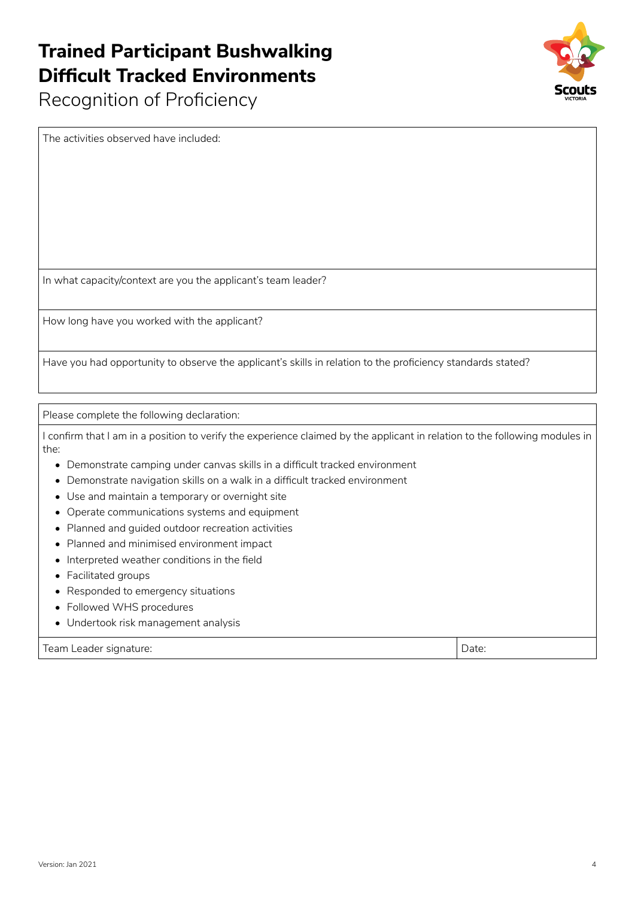# Trained Participant Bushwalking Difficult Tracked Environments

Recognition of Proficiency

| |
|---|
| The activities observed have included: |
| In what capacity/context are you the applicant's team leader? |
| How long have you worked with the applicant? |
| Have you had opportunity to observe the applicant's skills in relation to the proficiency standards stated? |

Please complete the following declaration:

I confirm that I am in a position to verify the experience claimed by the applicant in relation to the following modules in the:

- Demonstrate camping under canvas skills in a difficult tracked environment
- Demonstrate navigation skills on a walk in a difficult tracked environment
- Use and maintain a temporary or overnight site
- Operate communications systems and equipment
- Planned and guided outdoor recreation activities
- Planned and minimised environment impact
- Interpreted weather conditions in the field
- Facilitated groups
- Responded to emergency situations
- Followed WHS procedures
- Undertook risk management analysis

| | |
|---|---|
| Team Leader signature: | Date: |

Version: Jan 2021